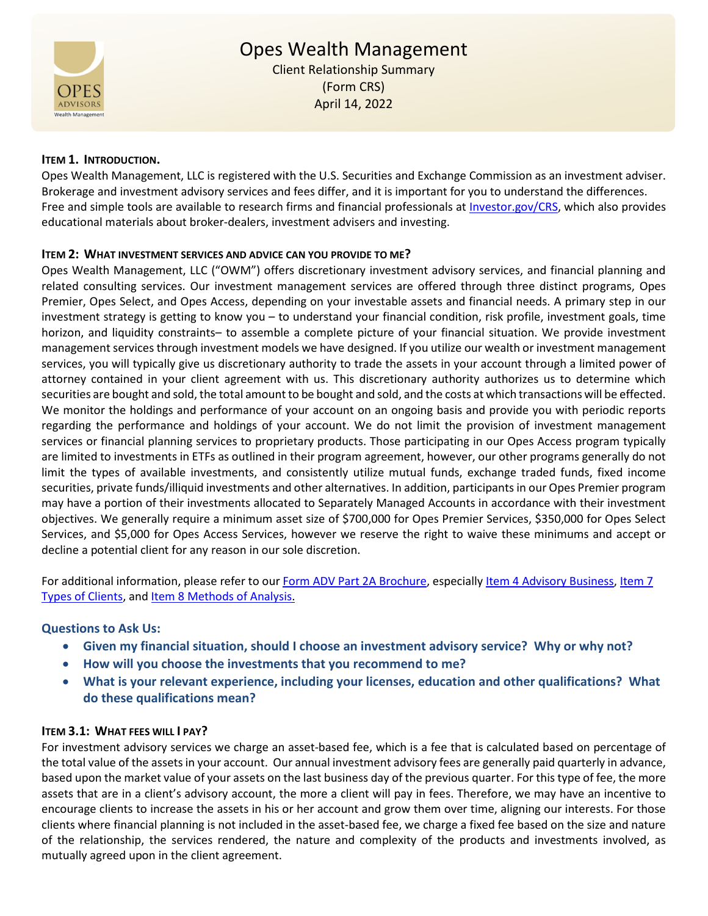# Opes Wealth Management

Client Relationship Summary
(Form CRS)
April 14, 2022

## ITEM 1. INTRODUCTION.

Opes Wealth Management, LLC is registered with the U.S. Securities and Exchange Commission as an investment adviser. Brokerage and investment advisory services and fees differ, and it is important for you to understand the differences. Free and simple tools are available to research firms and financial professionals at Investor.gov/CRS, which also provides educational materials about broker-dealers, investment advisers and investing.

## ITEM 2: WHAT INVESTMENT SERVICES AND ADVICE CAN YOU PROVIDE TO ME?

Opes Wealth Management, LLC ("OWM") offers discretionary investment advisory services, and financial planning and related consulting services. Our investment management services are offered through three distinct programs, Opes Premier, Opes Select, and Opes Access, depending on your investable assets and financial needs. A primary step in our investment strategy is getting to know you – to understand your financial condition, risk profile, investment goals, time horizon, and liquidity constraints– to assemble a complete picture of your financial situation. We provide investment management services through investment models we have designed. If you utilize our wealth or investment management services, you will typically give us discretionary authority to trade the assets in your account through a limited power of attorney contained in your client agreement with us. This discretionary authority authorizes us to determine which securities are bought and sold, the total amount to be bought and sold, and the costs at which transactions will be effected. We monitor the holdings and performance of your account on an ongoing basis and provide you with periodic reports regarding the performance and holdings of your account. We do not limit the provision of investment management services or financial planning services to proprietary products. Those participating in our Opes Access program typically are limited to investments in ETFs as outlined in their program agreement, however, our other programs generally do not limit the types of available investments, and consistently utilize mutual funds, exchange traded funds, fixed income securities, private funds/illiquid investments and other alternatives. In addition, participants in our Opes Premier program may have a portion of their investments allocated to Separately Managed Accounts in accordance with their investment objectives. We generally require a minimum asset size of $700,000 for Opes Premier Services, $350,000 for Opes Select Services, and $5,000 for Opes Access Services, however we reserve the right to waive these minimums and accept or decline a potential client for any reason in our sole discretion.

For additional information, please refer to our Form ADV Part 2A Brochure, especially Item 4 Advisory Business, Item 7 Types of Clients, and Item 8 Methods of Analysis.

### Questions to Ask Us:

- **Given my financial situation, should I choose an investment advisory service? Why or why not?**
- **How will you choose the investments that you recommend to me?**
- **What is your relevant experience, including your licenses, education and other qualifications? What do these qualifications mean?**

## ITEM 3.1: WHAT FEES WILL I PAY?

For investment advisory services we charge an asset-based fee, which is a fee that is calculated based on percentage of the total value of the assets in your account. Our annual investment advisory fees are generally paid quarterly in advance, based upon the market value of your assets on the last business day of the previous quarter. For this type of fee, the more assets that are in a client's advisory account, the more a client will pay in fees. Therefore, we may have an incentive to encourage clients to increase the assets in his or her account and grow them over time, aligning our interests. For those clients where financial planning is not included in the asset-based fee, we charge a fixed fee based on the size and nature of the relationship, the services rendered, the nature and complexity of the products and investments involved, as mutually agreed upon in the client agreement.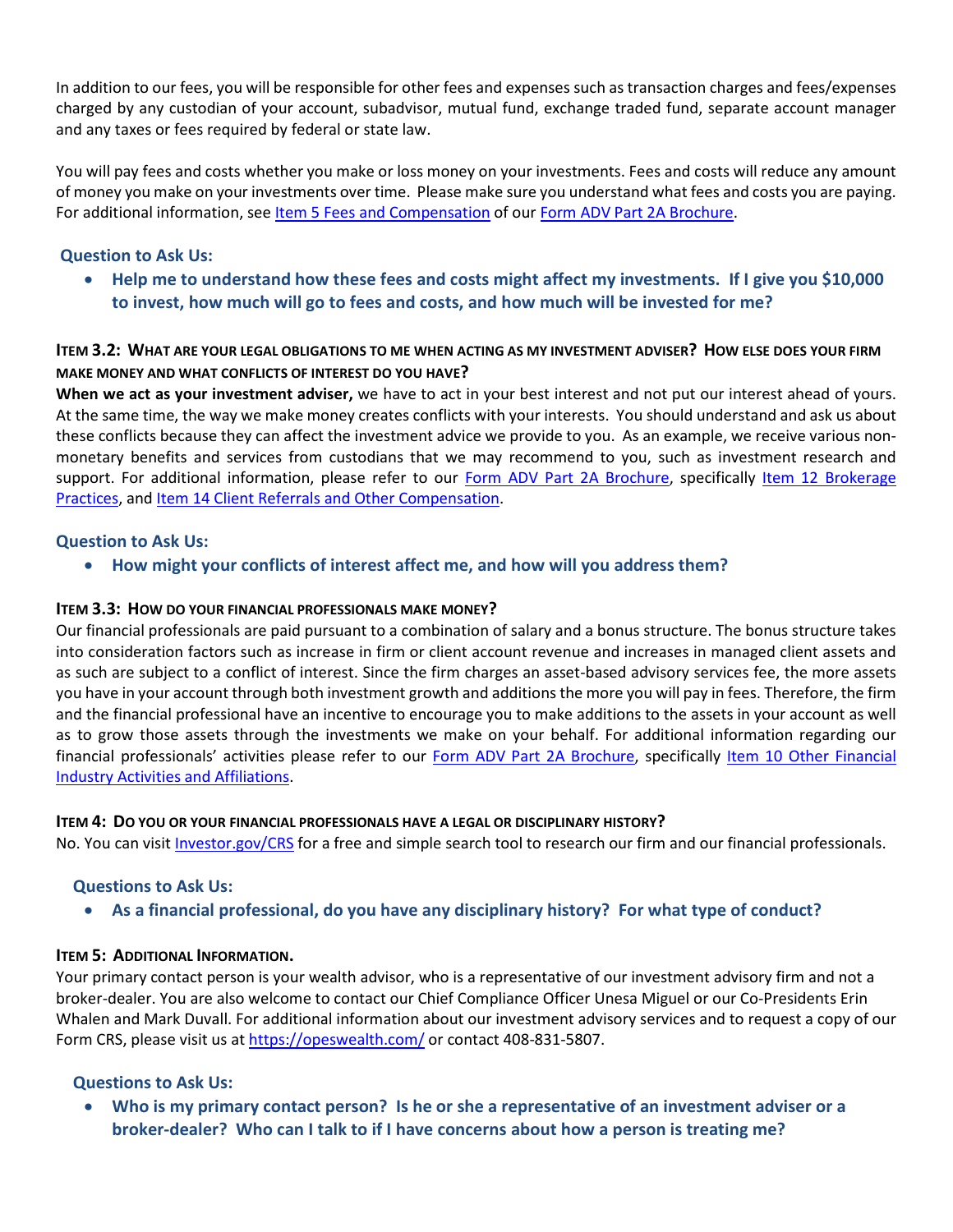In addition to our fees, you will be responsible for other fees and expenses such as transaction charges and fees/expenses charged by any custodian of your account, subadvisor, mutual fund, exchange traded fund, separate account manager and any taxes or fees required by federal or state law.

You will pay fees and costs whether you make or loss money on your investments. Fees and costs will reduce any amount of money you make on your investments over time. Please make sure you understand what fees and costs you are paying. For additional information, see Item 5 Fees and Compensation of our Form ADV Part 2A Brochure.

**Question to Ask Us:**

- **Help me to understand how these fees and costs might affect my investments. If I give you $10,000 to invest, how much will go to fees and costs, and how much will be invested for me?**

**ITEM 3.2: WHAT ARE YOUR LEGAL OBLIGATIONS TO ME WHEN ACTING AS MY INVESTMENT ADVISER? HOW ELSE DOES YOUR FIRM MAKE MONEY AND WHAT CONFLICTS OF INTEREST DO YOU HAVE?**

**When we act as your investment adviser,** we have to act in your best interest and not put our interest ahead of yours. At the same time, the way we make money creates conflicts with your interests. You should understand and ask us about these conflicts because they can affect the investment advice we provide to you. As an example, we receive various non-monetary benefits and services from custodians that we may recommend to you, such as investment research and support. For additional information, please refer to our Form ADV Part 2A Brochure, specifically Item 12 Brokerage Practices, and Item 14 Client Referrals and Other Compensation.

**Question to Ask Us:**

- **How might your conflicts of interest affect me, and how will you address them?**

**ITEM 3.3: HOW DO YOUR FINANCIAL PROFESSIONALS MAKE MONEY?**

Our financial professionals are paid pursuant to a combination of salary and a bonus structure. The bonus structure takes into consideration factors such as increase in firm or client account revenue and increases in managed client assets and as such are subject to a conflict of interest. Since the firm charges an asset-based advisory services fee, the more assets you have in your account through both investment growth and additions the more you will pay in fees. Therefore, the firm and the financial professional have an incentive to encourage you to make additions to the assets in your account as well as to grow those assets through the investments we make on your behalf. For additional information regarding our financial professionals' activities please refer to our Form ADV Part 2A Brochure, specifically Item 10 Other Financial Industry Activities and Affiliations.

**ITEM 4: DO YOU OR YOUR FINANCIAL PROFESSIONALS HAVE A LEGAL OR DISCIPLINARY HISTORY?**

No. You can visit Investor.gov/CRS for a free and simple search tool to research our firm and our financial professionals.

**Questions to Ask Us:**

- **As a financial professional, do you have any disciplinary history? For what type of conduct?**

**ITEM 5: ADDITIONAL INFORMATION.**

Your primary contact person is your wealth advisor, who is a representative of our investment advisory firm and not a broker-dealer. You are also welcome to contact our Chief Compliance Officer Unesa Miguel or our Co-Presidents Erin Whalen and Mark Duvall. For additional information about our investment advisory services and to request a copy of our Form CRS, please visit us at https://opeswealth.com/ or contact 408-831-5807.

**Questions to Ask Us:**

- **Who is my primary contact person? Is he or she a representative of an investment adviser or a broker-dealer? Who can I talk to if I have concerns about how a person is treating me?**